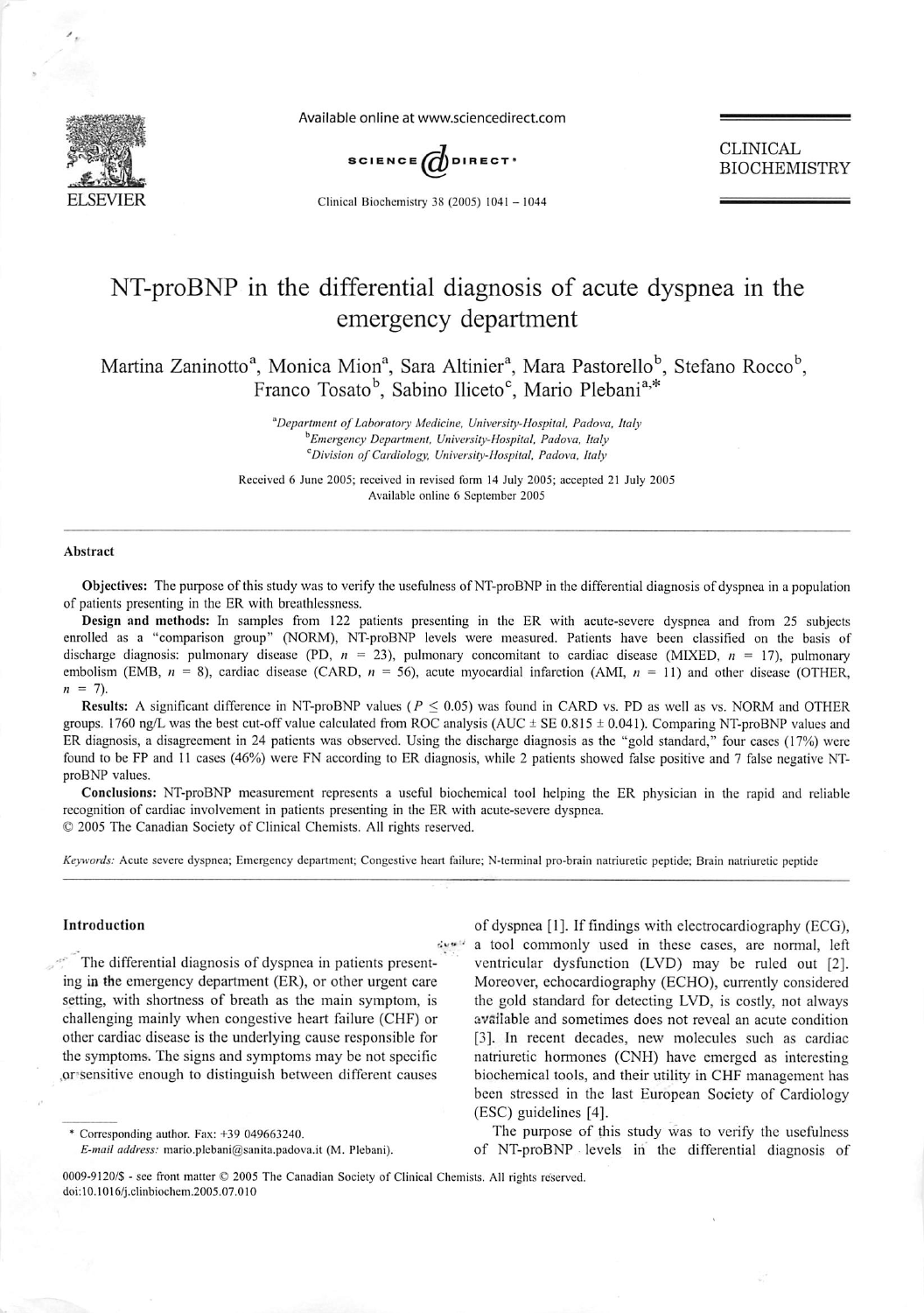# NT-proBNP in the differential diagnosis of acute dyspnea in the emergency department

Martina Zaninotto[a], Monica Mion[a], Sara Altinier[a], Mara Pastorello[b], Stefano Rocco[b], Franco Tosato[b], Sabino Iliceto[c], Mario Plebani[a,*]

[a]*Department of Laboratory Medicine, University-Hospital, Padova, Italy*
[b]*Emergency Department, University-Hospital, Padova, Italy*
[c]*Division of Cardiology, University-Hospital, Padova, Italy*

Received 6 June 2005; received in revised form 14 July 2005; accepted 21 July 2005
Available online 6 September 2005

## Abstract

**Objectives:** The purpose of this study was to verify the usefulness of NT-proBNP in the differential diagnosis of dyspnea in a population of patients presenting in the ER with breathlessness.

**Design and methods:** In samples from 122 patients presenting in the ER with acute-severe dyspnea and from 25 subjects enrolled as a "comparison group" (NORM), NT-proBNP levels were measured. Patients have been classified on the basis of discharge diagnosis: pulmonary disease (PD, $n = 23$), pulmonary concomitant to cardiac disease (MIXED, $n = 17$), pulmonary embolism (EMB, $n = 8$), cardiac disease (CARD, $n = 56$), acute myocardial infarction (AMI, $n = 11$) and other disease (OTHER, $n = 7$).

**Results:** A significant difference in NT-proBNP values ($P \leq 0.05$) was found in CARD vs. PD as well as vs. NORM and OTHER groups. 1760 ng/L was the best cut-off value calculated from ROC analysis (AUC ± SE 0.815 ± 0.041). Comparing NT-proBNP values and ER diagnosis, a disagreement in 24 patients was observed. Using the discharge diagnosis as the "gold standard," four cases (17%) were found to be FP and 11 cases (46%) were FN according to ER diagnosis, while 2 patients showed false positive and 7 false negative NT-proBNP values.

**Conclusions:** NT-proBNP measurement represents a useful biochemical tool helping the ER physician in the rapid and reliable recognition of cardiac involvement in patients presenting in the ER with acute-severe dyspnea.

© 2005 The Canadian Society of Clinical Chemists. All rights reserved.

*Keywords:* Acute severe dyspnea; Emergency department; Congestive heart failure; N-terminal pro-brain natriuretic peptide; Brain natriuretic peptide

## Introduction

The differential diagnosis of dyspnea in patients presenting in the emergency department (ER), or other urgent care setting, with shortness of breath as the main symptom, is challenging mainly when congestive heart failure (CHF) or other cardiac disease is the underlying cause responsible for the symptoms. The signs and symptoms may be not specific or sensitive enough to distinguish between different causes of dyspnea [1]. If findings with electrocardiography (ECG), a tool commonly used in these cases, are normal, left ventricular dysfunction (LVD) may be ruled out [2]. Moreover, echocardiography (ECHO), currently considered the gold standard for detecting LVD, is costly, not always available and sometimes does not reveal an acute condition [3]. In recent decades, new molecules such as cardiac natriuretic hormones (CNH) have emerged as interesting biochemical tools, and their utility in CHF management has been stressed in the last European Society of Cardiology (ESC) guidelines [4].

The purpose of this study was to verify the usefulness of NT-proBNP levels in the differential diagnosis of

\* Corresponding author. Fax: +39 049663240.
*E-mail address:* mario.plebani@sanita.padova.it (M. Plebani).

0009-9120/$ - see front matter © 2005 The Canadian Society of Clinical Chemists. All rights reserved.
doi:10.1016/j.clinbiochem.2005.07.010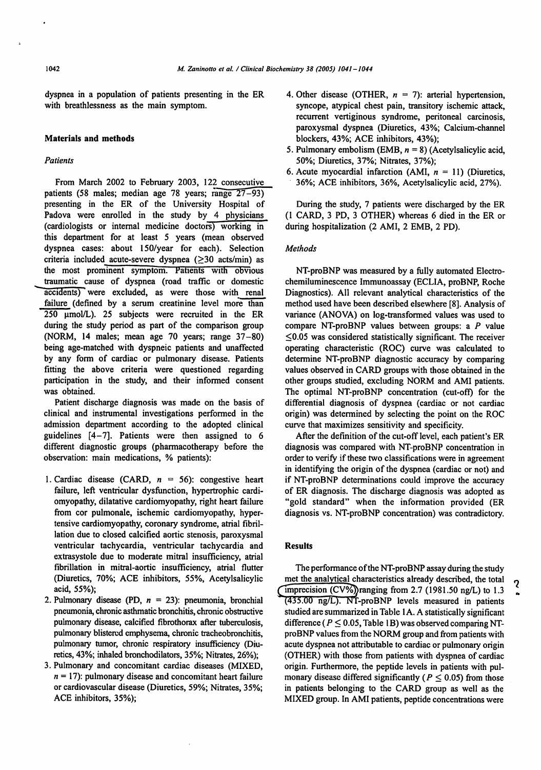dyspnea in a population of patients presenting in the ER with breathlessness as the main symptom.

## Materials and methods

### Patients

From March 2002 to February 2003, 122 consecutive patients (58 males; median age 78 years; range 27–93) presenting in the ER of the University Hospital of Padova were enrolled in the study by 4 physicians (cardiologists or internal medicine doctors) working in this department for at least 5 years (mean observed dyspnea cases: about 150/year for each). Selection criteria included acute-severe dyspnea (≥30 acts/min) as the most prominent symptom. Patients with obvious traumatic cause of dyspnea (road traffic or domestic accidents) were excluded, as were those with renal failure (defined by a serum creatinine level more than 250 μmol/L). 25 subjects were recruited in the ER during the study period as part of the comparison group (NORM, 14 males; mean age 70 years; range 37–80) being age-matched with dyspneic patients and unaffected by any form of cardiac or pulmonary disease. Patients fitting the above criteria were questioned regarding participation in the study, and their informed consent was obtained.

Patient discharge diagnosis was made on the basis of clinical and instrumental investigations performed in the admission department according to the adopted clinical guidelines [4–7]. Patients were then assigned to 6 different diagnostic groups (pharmacotherapy before the observation: main medications, % patients):

1. Cardiac disease (CARD, $n$ = 56): congestive heart failure, left ventricular dysfunction, hypertrophic cardiomyopathy, dilatative cardiomyopathy, right heart failure from cor pulmonale, ischemic cardiomyopathy, hypertensive cardiomyopathy, coronary syndrome, atrial fibrillation due to closed calcified aortic stenosis, paroxysmal ventricular tachycardia, ventricular tachycardia and extrasystole due to moderate mitral insufficiency, atrial fibrillation in mitral-aortic insufficiency, atrial flutter (Diuretics, 70%; ACE inhibitors, 55%, Acetylsalicylic acid, 55%);
2. Pulmonary disease (PD, $n$ = 23): pneumonia, bronchial pneumonia, chronic asthmatic bronchitis, chronic obstructive pulmonary disease, calcified fibrothorax after tuberculosis, pulmonary blistered emphysema, chronic tracheobronchitis, pulmonary tumor, chronic respiratory insufficiency (Diuretics, 43%; inhaled bronchodilators, 35%; Nitrates, 26%);
3. Pulmonary and concomitant cardiac diseases (MIXED, $n$ = 17): pulmonary disease and concomitant heart failure or cardiovascular disease (Diuretics, 59%; Nitrates, 35%; ACE inhibitors, 35%);
4. Other disease (OTHER, $n$ = 7): arterial hypertension, syncope, atypical chest pain, transitory ischemic attack, recurrent vertiginous syndrome, peritoneal carcinosis, paroxysmal dyspnea (Diuretics, 43%; Calcium-channel blockers, 43%; ACE inhibitors, 43%);
5. Pulmonary embolism (EMB, $n$ = 8) (Acetylsalicylic acid, 50%; Diuretics, 37%; Nitrates, 37%);
6. Acute myocardial infarction (AMI, $n$ = 11) (Diuretics, 36%; ACE inhibitors, 36%, Acetylsalicylic acid, 27%).

During the study, 7 patients were discharged by the ER (1 CARD, 3 PD, 3 OTHER) whereas 6 died in the ER or during hospitalization (2 AMI, 2 EMB, 2 PD).

### Methods

NT-proBNP was measured by a fully automated Electrochemiluminescence Immunoassay (ECLIA, proBNP, Roche Diagnostics). All relevant analytical characteristics of the method used have been described elsewhere [8]. Analysis of variance (ANOVA) on log-transformed values was used to compare NT-proBNP values between groups: a $P$ value ≤0.05 was considered statistically significant. The receiver operating characteristic (ROC) curve was calculated to determine NT-proBNP diagnostic accuracy by comparing values observed in CARD groups with those obtained in the other groups studied, excluding NORM and AMI patients. The optimal NT-proBNP concentration (cut-off) for the differential diagnosis of dyspnea (cardiac or not cardiac origin) was determined by selecting the point on the ROC curve that maximizes sensitivity and specificity.

After the definition of the cut-off level, each patient's ER diagnosis was compared with NT-proBNP concentration in order to verify if these two classifications were in agreement in identifying the origin of the dyspnea (cardiac or not) and if NT-proBNP determinations could improve the accuracy of ER diagnosis. The discharge diagnosis was adopted as "gold standard" when the information provided (ER diagnosis vs. NT-proBNP concentration) was contradictory.

## Results

The performance of the NT-proBNP assay during the study met the analytical characteristics already described, the total imprecision (CV%) ranging from 2.7 (1981.50 ng/L) to 1.3 (435.00 ng/L). NT-proBNP levels measured in patients studied are summarized in Table 1A. A statistically significant difference ($P \leq 0.05$, Table 1B) was observed comparing NT-proBNP values from the NORM group and from patients with acute dyspnea not attributable to cardiac or pulmonary origin (OTHER) with those from patients with dyspnea of cardiac origin. Furthermore, the peptide levels in patients with pulmonary disease differed significantly ($P \leq 0.05$) from those in patients belonging to the CARD group as well as the MIXED group. In AMI patients, peptide concentrations were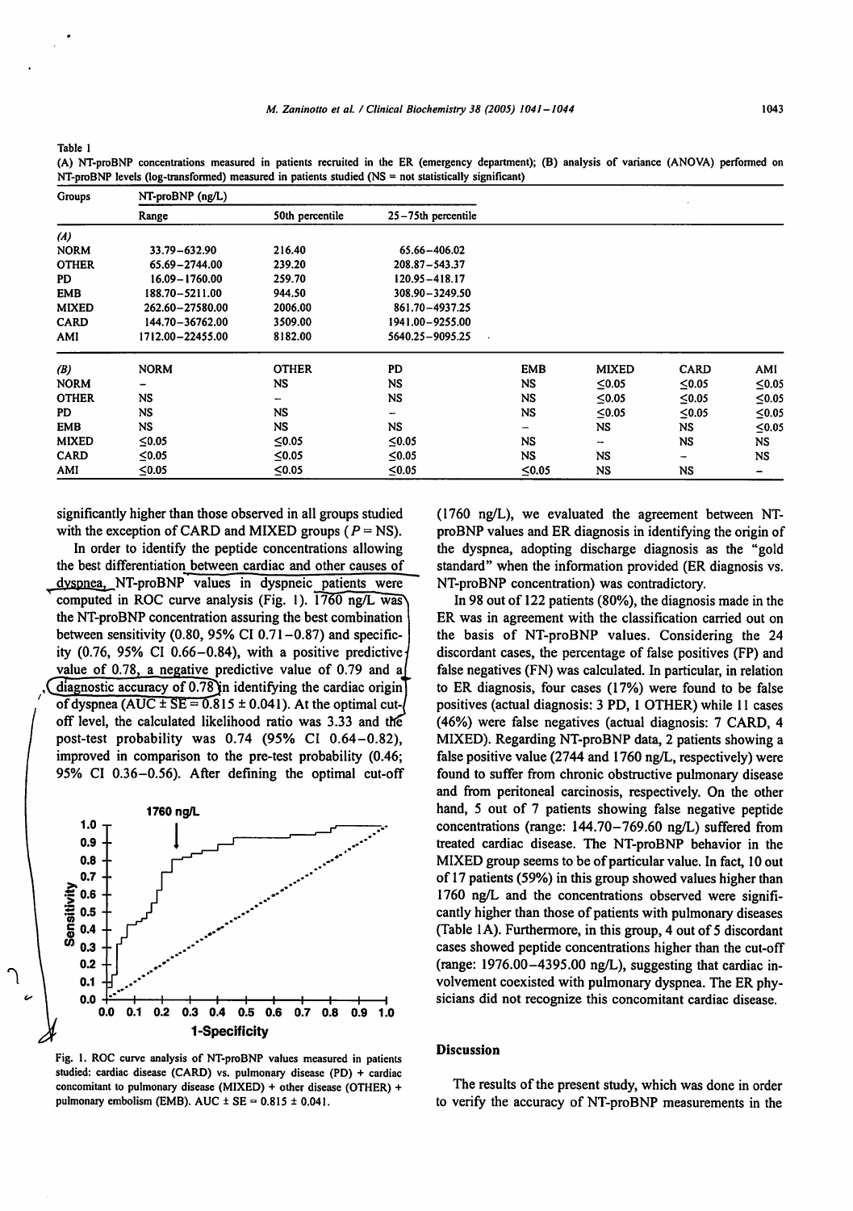Table 1

(A) NT-proBNP concentrations measured in patients recruited in the ER (emergency department); (B) analysis of variance (ANOVA) performed on NT-proBNP levels (log-transformed) measured in patients studied (NS = not statistically significant)

| Groups | NT-proBNP (ng/L) | | |
|---|---|---|---|
| | Range | 50th percentile | 25–75th percentile |
| *(A)* | | | |
| NORM | 33.79–632.90 | 216.40 | 65.66–406.02 |
| OTHER | 65.69–2744.00 | 239.20 | 208.87–543.37 |
| PD | 16.09–1760.00 | 259.70 | 120.95–418.17 |
| EMB | 188.70–5211.00 | 944.50 | 308.90–3249.50 |
| MIXED | 262.60–27580.00 | 2006.00 | 861.70–4937.25 |
| CARD | 144.70–36762.00 | 3509.00 | 1941.00–9255.00 |
| AMI | 1712.00–22455.00 | 8182.00 | 5640.25–9095.25 |

| *(B)* | NORM | OTHER | PD | EMB | MIXED | CARD | AMI |
|---|---|---|---|---|---|---|---|
| NORM | – | NS | NS | NS | ≤0.05 | ≤0.05 | ≤0.05 |
| OTHER | NS | – | NS | NS | ≤0.05 | ≤0.05 | ≤0.05 |
| PD | NS | NS | – | NS | ≤0.05 | ≤0.05 | ≤0.05 |
| EMB | NS | NS | NS | – | NS | NS | ≤0.05 |
| MIXED | ≤0.05 | ≤0.05 | ≤0.05 | NS | – | NS | NS |
| CARD | ≤0.05 | ≤0.05 | ≤0.05 | NS | NS | – | NS |
| AMI | ≤0.05 | ≤0.05 | ≤0.05 | ≤0.05 | NS | NS | – |

significantly higher than those observed in all groups studied with the exception of CARD and MIXED groups ($P$ = NS).

In order to identify the peptide concentrations allowing the best differentiation between cardiac and other causes of dyspnea, NT-proBNP values in dyspneic patients were computed in ROC curve analysis (Fig. 1). 1760 ng/L was the NT-proBNP concentration assuring the best combination between sensitivity (0.80, 95% CI 0.71–0.87) and specificity (0.76, 95% CI 0.66–0.84), with a positive predictive value of 0.78, a negative predictive value of 0.79 and a diagnostic accuracy of 0.78 in identifying the cardiac origin of dyspnea (AUC ± SE = 0.815 ± 0.041). At the optimal cut-off level, the calculated likelihood ratio was 3.33 and the post-test probability was 0.74 (95% CI 0.64–0.82), improved in comparison to the pre-test probability (0.46; 95% CI 0.36–0.56). After defining the optimal cut-off

Fig. 1. ROC curve analysis of NT-proBNP values measured in patients studied: cardiac disease (CARD) vs. pulmonary disease (PD) + cardiac concomitant to pulmonary disease (MIXED) + other disease (OTHER) + pulmonary embolism (EMB). AUC ± SE = 0.815 ± 0.041.

(1760 ng/L), we evaluated the agreement between NT-proBNP values and ER diagnosis in identifying the origin of the dyspnea, adopting discharge diagnosis as the "gold standard" when the information provided (ER diagnosis vs. NT-proBNP concentration) was contradictory.

In 98 out of 122 patients (80%), the diagnosis made in the ER was in agreement with the classification carried out on the basis of NT-proBNP values. Considering the 24 discordant cases, the percentage of false positives (FP) and false negatives (FN) was calculated. In particular, in relation to ER diagnosis, four cases (17%) were found to be false positives (actual diagnosis: 3 PD, 1 OTHER) while 11 cases (46%) were false negatives (actual diagnosis: 7 CARD, 4 MIXED). Regarding NT-proBNP data, 2 patients showing a false positive value (2744 and 1760 ng/L, respectively) were found to suffer from chronic obstructive pulmonary disease and from peritoneal carcinosis, respectively. On the other hand, 5 out of 7 patients showing false negative peptide concentrations (range: 144.70–769.60 ng/L) suffered from treated cardiac disease. The NT-proBNP behavior in the MIXED group seems to be of particular value. In fact, 10 out of 17 patients (59%) in this group showed values higher than 1760 ng/L and the concentrations observed were significantly higher than those of patients with pulmonary diseases (Table 1A). Furthermore, in this group, 4 out of 5 discordant cases showed peptide concentrations higher than the cut-off (range: 1976.00–4395.00 ng/L), suggesting that cardiac involvement coexisted with pulmonary dyspnea. The ER physicians did not recognize this concomitant cardiac disease.

## Discussion

The results of the present study, which was done in order to verify the accuracy of NT-proBNP measurements in the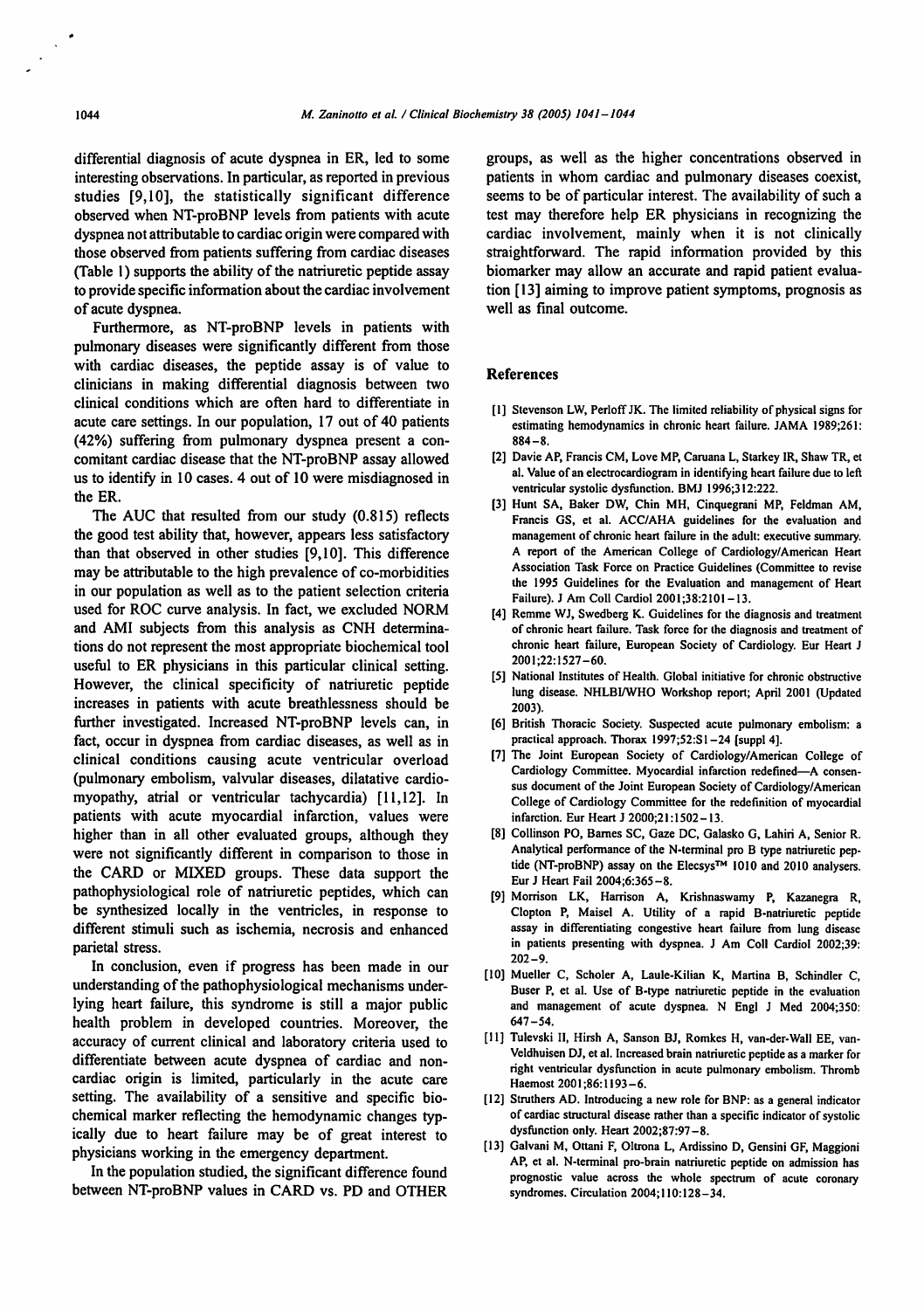differential diagnosis of acute dyspnea in ER, led to some interesting observations. In particular, as reported in previous studies [9,10], the statistically significant difference observed when NT-proBNP levels from patients with acute dyspnea not attributable to cardiac origin were compared with those observed from patients suffering from cardiac diseases (Table 1) supports the ability of the natriuretic peptide assay to provide specific information about the cardiac involvement of acute dyspnea.

Furthermore, as NT-proBNP levels in patients with pulmonary diseases were significantly different from those with cardiac diseases, the peptide assay is of value to clinicians in making differential diagnosis between two clinical conditions which are often hard to differentiate in acute care settings. In our population, 17 out of 40 patients (42%) suffering from pulmonary dyspnea present a concomitant cardiac disease that the NT-proBNP assay allowed us to identify in 10 cases. 4 out of 10 were misdiagnosed in the ER.

The AUC that resulted from our study (0.815) reflects the good test ability that, however, appears less satisfactory than that observed in other studies [9,10]. This difference may be attributable to the high prevalence of co-morbidities in our population as well as to the patient selection criteria used for ROC curve analysis. In fact, we excluded NORM and AMI subjects from this analysis as CNH determinations do not represent the most appropriate biochemical tool useful to ER physicians in this particular clinical setting. However, the clinical specificity of natriuretic peptide increases in patients with acute breathlessness should be further investigated. Increased NT-proBNP levels can, in fact, occur in dyspnea from cardiac diseases, as well as in clinical conditions causing acute ventricular overload (pulmonary embolism, valvular diseases, dilatative cardiomyopathy, atrial or ventricular tachycardia) [11,12]. In patients with acute myocardial infarction, values were higher than in all other evaluated groups, although they were not significantly different in comparison to those in the CARD or MIXED groups. These data support the pathophysiological role of natriuretic peptides, which can be synthesized locally in the ventricles, in response to different stimuli such as ischemia, necrosis and enhanced parietal stress.

In conclusion, even if progress has been made in our understanding of the pathophysiological mechanisms underlying heart failure, this syndrome is still a major public health problem in developed countries. Moreover, the accuracy of current clinical and laboratory criteria used to differentiate between acute dyspnea of cardiac and non-cardiac origin is limited, particularly in the acute care setting. The availability of a sensitive and specific biochemical marker reflecting the hemodynamic changes typically due to heart failure may be of great interest to physicians working in the emergency department.

In the population studied, the significant difference found between NT-proBNP values in CARD vs. PD and OTHER groups, as well as the higher concentrations observed in patients in whom cardiac and pulmonary diseases coexist, seems to be of particular interest. The availability of such a test may therefore help ER physicians in recognizing the cardiac involvement, mainly when it is not clinically straightforward. The rapid information provided by this biomarker may allow an accurate and rapid patient evaluation [13] aiming to improve patient symptoms, prognosis as well as final outcome.

## References

[1] Stevenson LW, Perloff JK. The limited reliability of physical signs for estimating hemodynamics in chronic heart failure. JAMA 1989;261: 884–8.

[2] Davie AP, Francis CM, Love MP, Caruana L, Starkey IR, Shaw TR, et al. Value of an electrocardiogram in identifying heart failure due to left ventricular systolic dysfunction. BMJ 1996;312:222.

[3] Hunt SA, Baker DW, Chin MH, Cinquegrani MP, Feldman AM, Francis GS, et al. ACC/AHA guidelines for the evaluation and management of chronic heart failure in the adult: executive summary. A report of the American College of Cardiology/American Heart Association Task Force on Practice Guidelines (Committee to revise the 1995 Guidelines for the Evaluation and management of Heart Failure). J Am Coll Cardiol 2001;38:2101–13.

[4] Remme WJ, Swedberg K. Guidelines for the diagnosis and treatment of chronic heart failure. Task force for the diagnosis and treatment of chronic heart failure, European Society of Cardiology. Eur Heart J 2001;22:1527–60.

[5] National Institutes of Health. Global initiative for chronic obstructive lung disease. NHLBI/WHO Workshop report; April 2001 (Updated 2003).

[6] British Thoracic Society. Suspected acute pulmonary embolism: a practical approach. Thorax 1997;52:S1–24 [suppl 4].

[7] The Joint European Society of Cardiology/American College of Cardiology Committee. Myocardial infarction redefined—A consensus document of the Joint European Society of Cardiology/American College of Cardiology Committee for the redefinition of myocardial infarction. Eur Heart J 2000;21:1502–13.

[8] Collinson PO, Barnes SC, Gaze DC, Galasko G, Lahiri A, Senior R. Analytical performance of the N-terminal pro B type natriuretic peptide (NT-proBNP) assay on the Elecsys™ 1010 and 2010 analysers. Eur J Heart Fail 2004;6:365–8.

[9] Morrison LK, Harrison A, Krishnaswamy P, Kazanegra R, Clopton P, Maisel A. Utility of a rapid B-natriuretic peptide assay in differentiating congestive heart failure from lung disease in patients presenting with dyspnea. J Am Coll Cardiol 2002;39: 202–9.

[10] Mueller C, Scholer A, Laule-Kilian K, Martina B, Schindler C, Buser P, et al. Use of B-type natriuretic peptide in the evaluation and management of acute dyspnea. N Engl J Med 2004;350: 647–54.

[11] Tulevski II, Hirsh A, Sanson BJ, Romkes H, van-der-Wall EE, van-Veldhuisen DJ, et al. Increased brain natriuretic peptide as a marker for right ventricular dysfunction in acute pulmonary embolism. Thromb Haemost 2001;86:1193–6.

[12] Struthers AD. Introducing a new role for BNP: as a general indicator of cardiac structural disease rather than a specific indicator of systolic dysfunction only. Heart 2002;87:97–8.

[13] Galvani M, Ottani F, Oltrona L, Ardissino D, Gensini GF, Maggioni AP, et al. N-terminal pro-brain natriuretic peptide on admission has prognostic value across the whole spectrum of acute coronary syndromes. Circulation 2004;110:128–34.